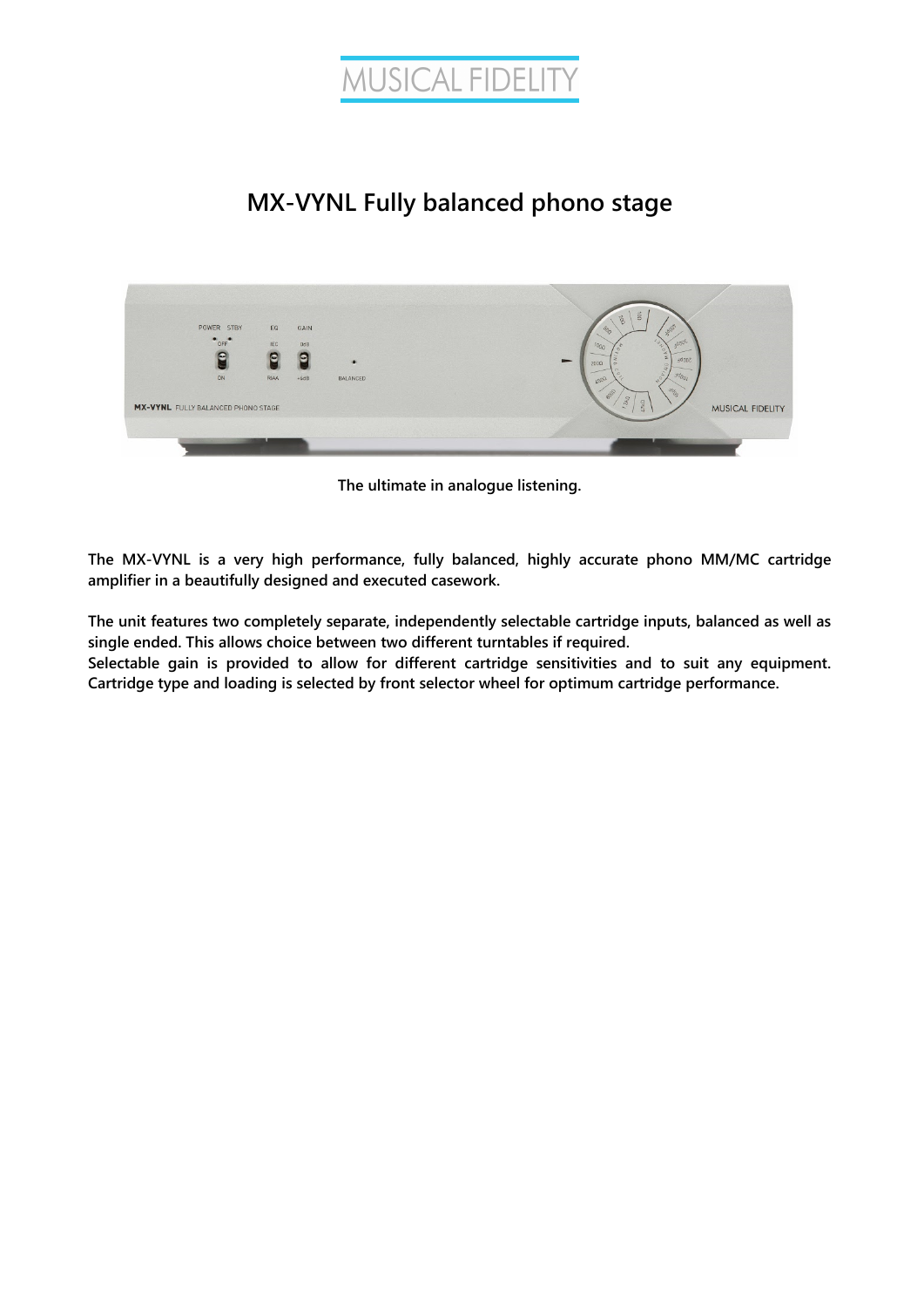MUSICAL FIDELITY

# MX-VYNL Fully balanced phono stage

**The ultimate in analogue listening.**

**The MX-VYNL is a very high performance, fully balanced, highly accurate phono MM/MC cartridge amplifier in a beautifully designed and executed casework.**

**The unit features two completely separate, independently selectable cartridge inputs, balanced as well as single ended. This allows choice between two different turntables if required.**

**Selectable gain is provided to allow for different cartridge sensitivities and to suit any equipment. Cartridge type and loading is selected by front selector wheel for optimum cartridge performance.**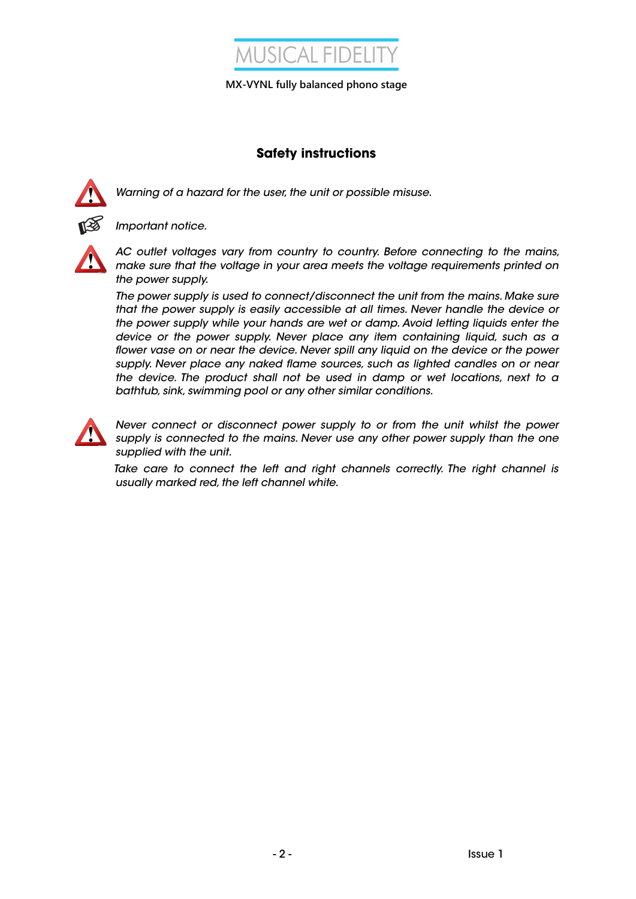MUSICAL FIDELITY

MX-VYNL fully balanced phono stage

## Safety instructions

*Warning of a hazard for the user, the unit or possible misuse.*

*Important notice.*

*AC outlet voltages vary from country to country. Before connecting to the mains, make sure that the voltage in your area meets the voltage requirements printed on the power supply.*

*The power supply is used to connect/disconnect the unit from the mains. Make sure that the power supply is easily accessible at all times. Never handle the device or the power supply while your hands are wet or damp. Avoid letting liquids enter the device or the power supply. Never place any item containing liquid, such as a flower vase on or near the device. Never spill any liquid on the device or the power supply. Never place any naked flame sources, such as lighted candles on or near the device. The product shall not be used in damp or wet locations, next to a bathtub, sink, swimming pool or any other similar conditions.*

*Never connect or disconnect power supply to or from the unit whilst the power supply is connected to the mains. Never use any other power supply than the one supplied with the unit.*

*Take care to connect the left and right channels correctly. The right channel is usually marked red, the left channel white.*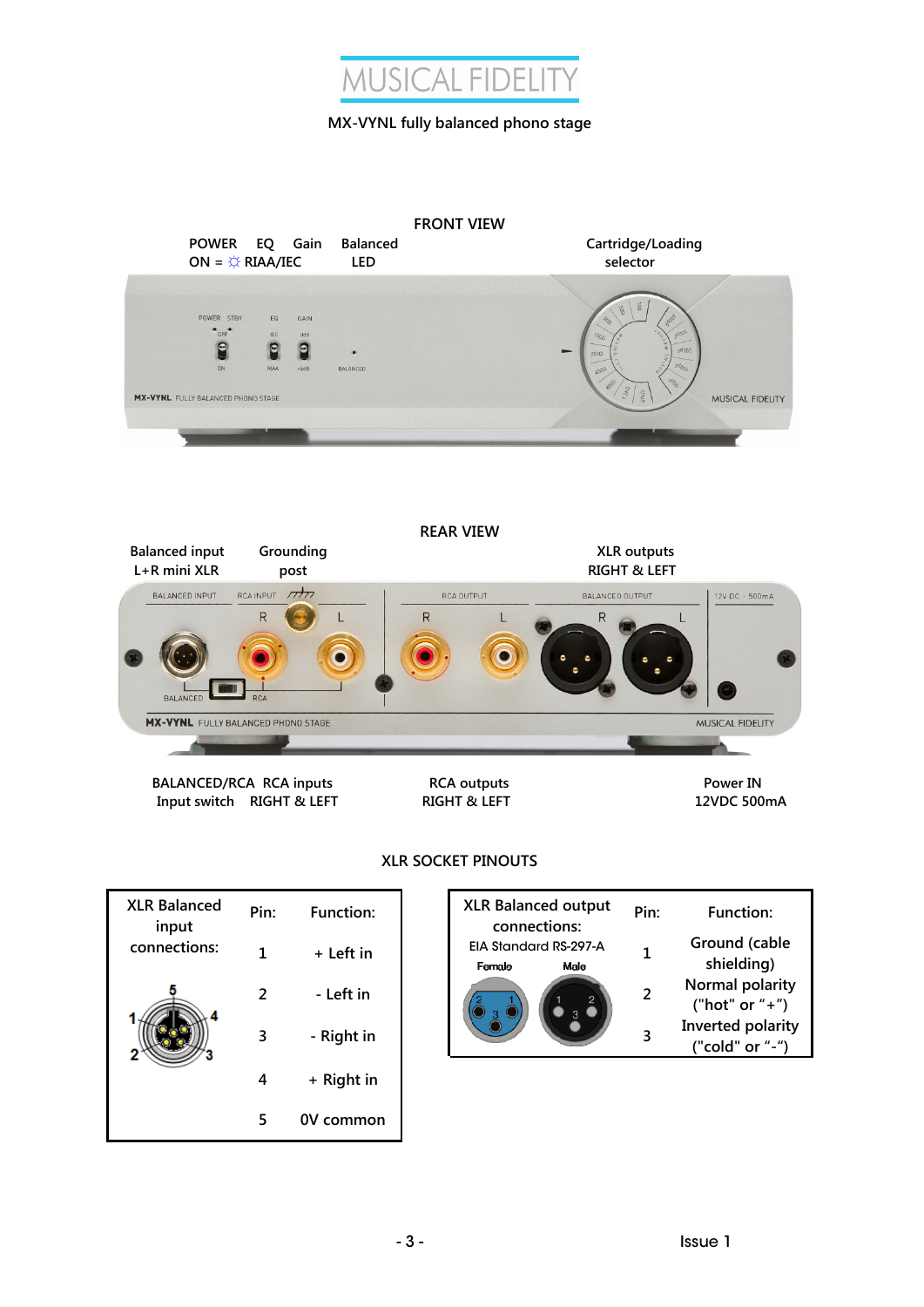# MUSICAL FIDELITY

MX-VYNL fully balanced phono stage

## FRONT VIEW

POWER ON = ☼ | EQ RIAA/IEC | Gain | Balanced LED | Cartridge/Loading selector

## REAR VIEW

Balanced input L+R mini XLR | Grounding post | XLR outputs RIGHT & LEFT

BALANCED/RCA Input switch | RCA inputs RIGHT & LEFT | RCA outputs RIGHT & LEFT | Power IN 12VDC 500mA

## XLR SOCKET PINOUTS

| XLR Balanced input connections: | Pin: | Function: |
|---|---|---|
| | 1 | + Left in |
| | 2 | - Left in |
| | 3 | - Right in |
| | 4 | + Right in |
| | 5 | 0V common |

| XLR Balanced output connections: EIA Standard RS-297-A (Female / Male) | Pin: | Function: |
|---|---|---|
| | 1 | Ground (cable shielding) |
| | 2 | Normal polarity ("hot" or "+") |
| | 3 | Inverted polarity ("cold" or "-") |

Issue 1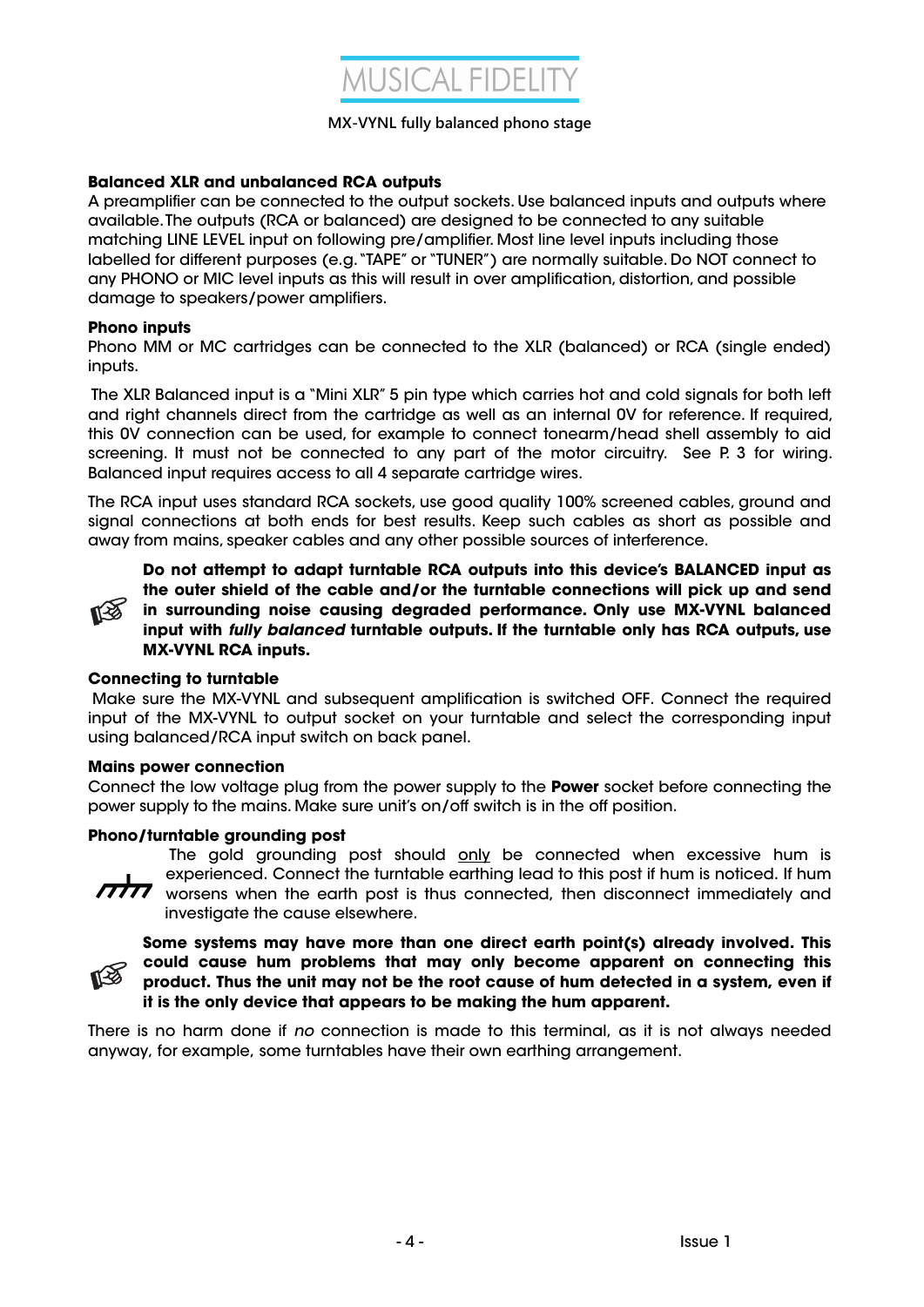#### Balanced XLR and unbalanced RCA outputs

A preamplifier can be connected to the output sockets. Use balanced inputs and outputs where available. The outputs (RCA or balanced) are designed to be connected to any suitable matching LINE LEVEL input on following pre/amplifier. Most line level inputs including those labelled for different purposes (e.g. "TAPE" or "TUNER") are normally suitable. Do NOT connect to any PHONO or MIC level inputs as this will result in over amplification, distortion, and possible damage to speakers/power amplifiers.

#### Phono inputs

Phono MM or MC cartridges can be connected to the XLR (balanced) or RCA (single ended) inputs.

The XLR Balanced input is a "Mini XLR" 5 pin type which carries hot and cold signals for both left and right channels direct from the cartridge as well as an internal 0V for reference. If required, this 0V connection can be used, for example to connect tonearm/head shell assembly to aid screening. It must not be connected to any part of the motor circuitry. See P. 3 for wiring. Balanced input requires access to all 4 separate cartridge wires.

The RCA input uses standard RCA sockets, use good quality 100% screened cables, ground and signal connections at both ends for best results. Keep such cables as short as possible and away from mains, speaker cables and any other possible sources of interference.

**Do not attempt to adapt turntable RCA outputs into this device's BALANCED input as the outer shield of the cable and/or the turntable connections will pick up and send in surrounding noise causing degraded performance. Only use MX-VYNL balanced input with *fully balanced* turntable outputs. If the turntable only has RCA outputs, use MX-VYNL RCA inputs.**

#### Connecting to turntable

Make sure the MX-VYNL and subsequent amplification is switched OFF. Connect the required input of the MX-VYNL to output socket on your turntable and select the corresponding input using balanced/RCA input switch on back panel.

#### Mains power connection

Connect the low voltage plug from the power supply to the **Power** socket before connecting the power supply to the mains. Make sure unit's on/off switch is in the off position.

#### Phono/turntable grounding post

The gold grounding post should only be connected when excessive hum is experienced. Connect the turntable earthing lead to this post if hum is noticed. If hum worsens when the earth post is thus connected, then disconnect immediately and investigate the cause elsewhere.

**Some systems may have more than one direct earth point(s) already involved. This could cause hum problems that may only become apparent on connecting this product. Thus the unit may not be the root cause of hum detected in a system, even if it is the only device that appears to be making the hum apparent.**

There is no harm done if *no* connection is made to this terminal, as it is not always needed anyway, for example, some turntables have their own earthing arrangement.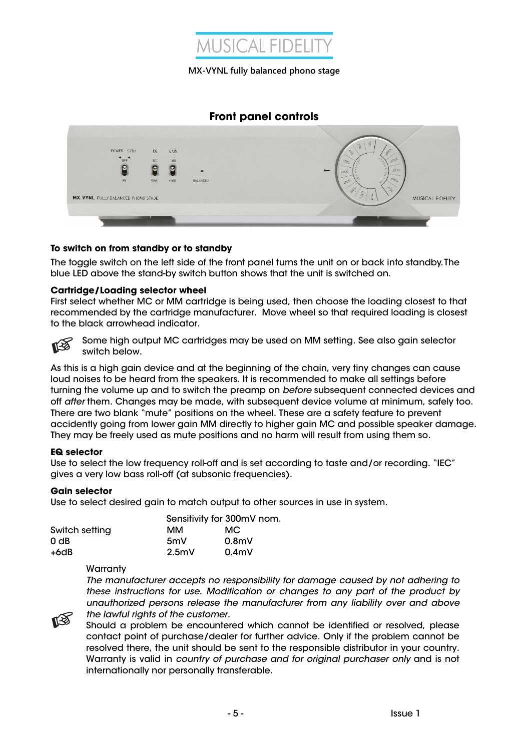# MUSICAL FIDELITY

MX-VYNL fully balanced phono stage

## Front panel controls

### To switch on from standby or to standby

The toggle switch on the left side of the front panel turns the unit on or back into standby. The blue LED above the stand-by switch button shows that the unit is switched on.

### Cartridge/Loading selector wheel

First select whether MC or MM cartridge is being used, then choose the loading closest to that recommended by the cartridge manufacturer. Move wheel so that required loading is closest to the black arrowhead indicator.

☞ Some high output MC cartridges may be used on MM setting. See also gain selector switch below.

As this is a high gain device and at the beginning of the chain, very tiny changes can cause loud noises to be heard from the speakers. It is recommended to make all settings before turning the volume up and to switch the preamp on *before* subsequent connected devices and off *after* them. Changes may be made, with subsequent device volume at minimum, safely too. There are two blank "mute" positions on the wheel. These are a safety feature to prevent accidently going from lower gain MM directly to higher gain MC and possible speaker damage. They may be freely used as mute positions and no harm will result from using them so.

### EQ selector

Use to select the low frequency roll-off and is set according to taste and/or recording. "IEC" gives a very low bass roll-off (at subsonic frequencies).

### Gain selector

Use to select desired gain to match output to other sources in use in system.

| | Sensitivity for 300mV nom. | |
|---|---|---|
| Switch setting | MM | MC |
| 0 dB | 5mV | 0.8mV |
| +6dB | 2.5mV | 0.4mV |

☞ Warranty

*The manufacturer accepts no responsibility for damage caused by not adhering to these instructions for use. Modification or changes to any part of the product by unauthorized persons release the manufacturer from any liability over and above the lawful rights of the customer.*

Should a problem be encountered which cannot be identified or resolved, please contact point of purchase/dealer for further advice. Only if the problem cannot be resolved there, the unit should be sent to the responsible distributor in your country. Warranty is valid in *country of purchase and for original purchaser only* and is not internationally nor personally transferable.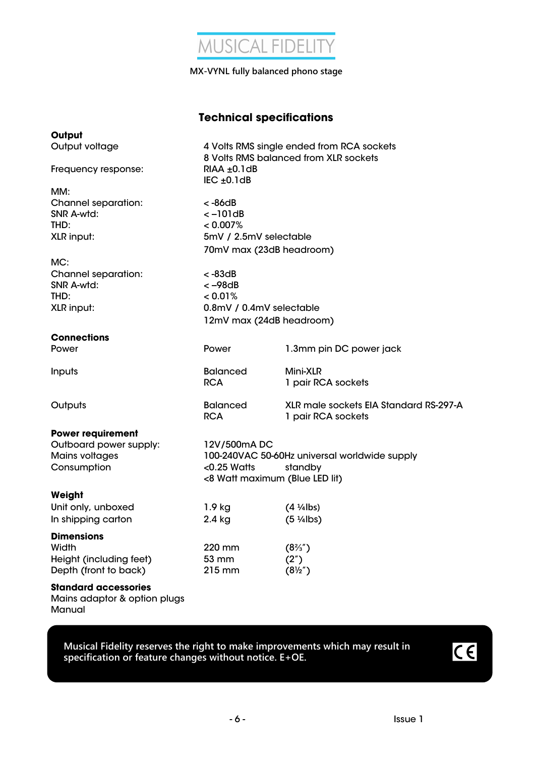MUSICAL FIDELITY

MX-VYNL fully balanced phono stage

## Technical specifications

| | | |
|---|---|---|
| **Output** | | |
| Output voltage | 4 Volts RMS single ended from RCA sockets | |
| | 8 Volts RMS balanced from XLR sockets | |
| Frequency response: | RIAA ±0.1dB | |
| | IEC ±0.1dB | |
| MM: | | |
| Channel separation: | < -86dB | |
| SNR A-wtd: | < –101dB | |
| THD: | < 0.007% | |
| XLR input: | 5mV / 2.5mV selectable | |
| | 70mV max (23dB headroom) | |
| MC: | | |
| Channel separation: | < -83dB | |
| SNR A-wtd: | < –98dB | |
| THD: | < 0.01% | |
| XLR input: | 0.8mV / 0.4mV selectable | |
| | 12mV max (24dB headroom) | |
| **Connections** | | |
| Power | Power | 1.3mm pin DC power jack |
| Inputs | Balanced | Mini-XLR |
| | RCA | 1 pair RCA sockets |
| Outputs | Balanced | XLR male sockets EIA Standard RS-297-A |
| | RCA | 1 pair RCA sockets |
| **Power requirement** | | |
| Outboard power supply: | 12V/500mA DC | |
| Mains voltages | 100-240VAC 50-60Hz universal worldwide supply | |
| Consumption | <0.25 Watts | standby |
| | <8 Watt maximum (Blue LED lit) | |
| **Weight** | | |
| Unit only, unboxed | 1.9 kg | (4 ¼lbs) |
| In shipping carton | 2.4 kg | (5 ¼lbs) |
| **Dimensions** | | |
| Width | 220 mm | (8⅔") |
| Height (including feet) | 53 mm | (2") |
| Depth (front to back) | 215 mm | (8½") |
| **Standard accessories** | | |
| Mains adaptor & option plugs | | |
| Manual | | |

**Musical Fidelity reserves the right to make improvements which may result in specification or feature changes without notice. E+OE.**

CE

Issue 1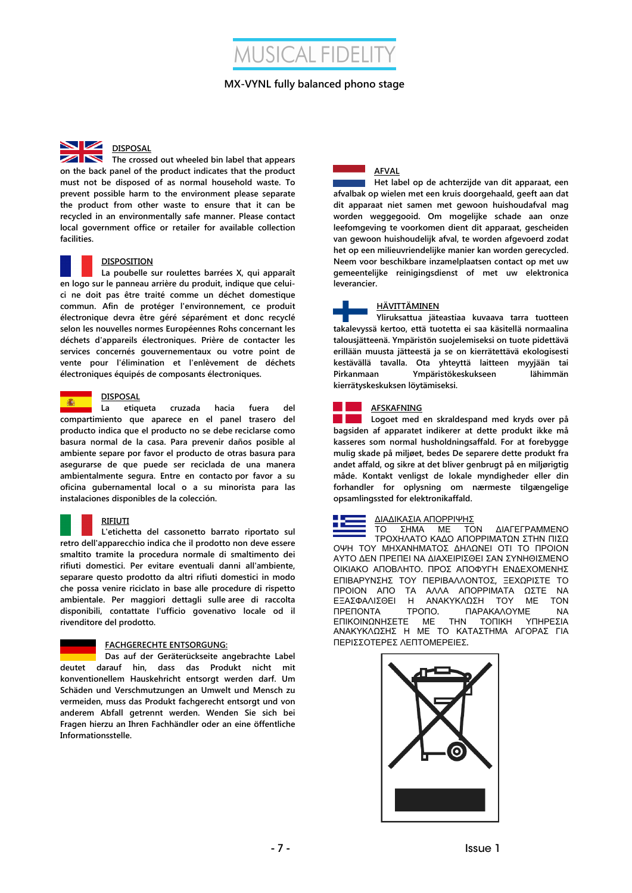# MUSICAL FIDELITY

MX-VYNL fully balanced phono stage

## DISPOSAL

The crossed out wheeled bin label that appears on the back panel of the product indicates that the product must not be disposed of as normal household waste. To prevent possible harm to the environment please separate the product from other waste to ensure that it can be recycled in an environmentally safe manner. Please contact local government office or retailer for available collection facilities.

## DISPOSITION

La poubelle sur roulettes barrées X, qui apparaît en logo sur le panneau arrière du produit, indique que celui-ci ne doit pas être traité comme un déchet domestique commun. Afin de protéger l'environnement, ce produit électronique devra être géré séparément et donc recyclé selon les nouvelles normes Européennes Rohs concernant les déchets d'appareils électroniques. Prière de contacter les services concernés gouvernementaux ou votre point de vente pour l'élimination et l'enlèvement de déchets électroniques équipés de composants électroniques.

## DISPOSAL

La etiqueta cruzada hacia fuera del compartimiento que aparece en el panel trasero del producto indica que el producto no se debe reciclarse como basura normal de la casa. Para prevenir daños posible al ambiente separe por favor el producto de otras basura para asegurarse de que puede ser reciclada de una manera ambientalmente segura. Entre en contacto por favor a su oficina gubernamental local o a su minorista para las instalaciones disponibles de la colección.

## RIFIUTI

L'etichetta del cassonetto barrato riportato sul retro dell'apparecchio indica che il prodotto non deve essere smaltito tramite la procedura normale di smaltimento dei rifiuti domestici. Per evitare eventuali danni all'ambiente, separare questo prodotto da altri rifiuti domestici in modo che possa venire riciclato in base alle procedure di rispetto ambientale. Per maggiori dettagli sulle aree di raccolta disponibili, contattate l'ufficio govenativo locale od il rivenditore del prodotto.

## FACHGERECHTE ENTSORGUNG:

Das auf der Geräterückseite angebrachte Label deutet darauf hin, dass das Produkt nicht mit konventionellem Hauskehricht entsorgt werden darf. Um Schäden und Verschmutzungen an Umwelt und Mensch zu vermeiden, muss das Produkt fachgerecht entsorgt und von anderem Abfall getrennt werden. Wenden Sie sich bei Fragen hierzu an Ihren Fachhändler oder an eine öffentliche Informationsstelle.

## AFVAL

Het label op de achterzijde van dit apparaat, een afvalbak op wielen met een kruis doorgehaald, geeft aan dat dit apparaat niet samen met gewoon huishoudafval mag worden weggegooid. Om mogelijke schade aan onze leefomgeving te voorkomen dient dit apparaat, gescheiden van gewoon huishoudelijk afval, te worden afgevoerd zodat het op een milieuvriendelijke manier kan worden gerecycled. Neem voor beschikbare inzamelplaatsen contact op met uw gemeentelijke reinigingsdienst of met uw elektronica leverancier.

## HÄVITTÄMINEN

Yliruksattua jäteastiaa kuvaava tarra tuotteen takalevyssä kertoo, että tuotetta ei saa käsitellä normaalina talousjätteenä. Ympäristön suojelemiseksi on tuote pidettävä erillään muusta jätteestä ja se on kierrätettävä ekologisesti kestävällä tavalla. Ota yhteyttä laitteen myyjään tai Pirkanmaan Ympäristökeskukseen lähimmän kierrätyskeskuksen löytämiseksi.

## AFSKAFNING

Logoet med en skraldespand med kryds over på bagsiden af apparatet indikerer at dette produkt ikke må kasseres som normal husholdningsaffald. For at forebygge mulig skade på miljøet, bedes De separere dette produkt fra andet affald, og sikre at det bliver genbrugt på en miljørigtig måde. Kontakt venligst de lokale myndigheder eller din forhandler for oplysning om nærmeste tilgængelige opsamlingssted for elektronikaffald.

## ΔΙΑΔΙΚΑΣΙΑ ΑΠΟΡΡΙΨΗΣ

ΤΟ ΣΗΜΑ ΜΕ ΤΟΝ ΔΙΑΓΕΓΡΑΜΜΕΝΟ ΤΡΟΧΗΛΑΤΟ ΚΑΔΟ ΑΠΟΡΡΙΜΑΤΩΝ ΣΤΗΝ ΠΙΣΩ ΟΨΗ ΤΟΥ ΜΗΧΑΝΗΜΑΤΟΣ ΔΗΛΩΝΕΙ ΟΤΙ ΤΟ ΠΡΟΙΟΝ ΑΥΤΟ ΔΕΝ ΠΡΕΠΕΙ ΝΑ ΔΙΑΧΕΙΡΙΣΘΕΙ ΣΑΝ ΣΥΝΗΘΙΣΜΕΝΟ ΟΙΚΙΑΚΟ ΑΠΟΒΛΗΤΟ. ΠΡΟΣ ΑΠΟΦΥΓΗ ΕΝΔΕΧΟΜΕΝΗΣ ΕΠΙΒΑΡΥΝΣΗΣ ΤΟΥ ΠΕΡΙΒΑΛΛΟΝΤΟΣ, ΞΕΧΩΡΙΣΤΕ ΤΟ ΠΡΟΙΟΝ ΑΠΟ ΤΑ ΑΛΛΑ ΑΠΟΡΡΙΜΑΤΑ ΩΣΤΕ ΝΑ ΕΞΑΣΦΑΛΙΣΘΕΙ Η ΑΝΑΚΥΚΛΩΣΗ ΤΟΥ ΜΕ ΤΟΝ ΠΡΕΠΟΝΤΑ ΤΡΟΠΟ. ΠΑΡΑΚΑΛΟΥΜΕ ΝΑ ΕΠΙΚΟΙΝΩΝΗΣΕΤΕ ΜΕ ΤΗΝ ΤΟΠΙΚΗ ΥΠΗΡΕΣΙΑ ΑΝΑΚΥΚΛΩΣΗΣ Η ΜΕ ΤΟ ΚΑΤΑΣΤΗΜΑ ΑΓΟΡΑΣ ΓΙΑ ΠΕΡΙΣΣΟΤΕΡΕΣ ΛΕΠΤΟΜΕΡΕΙΕΣ.

Issue 1